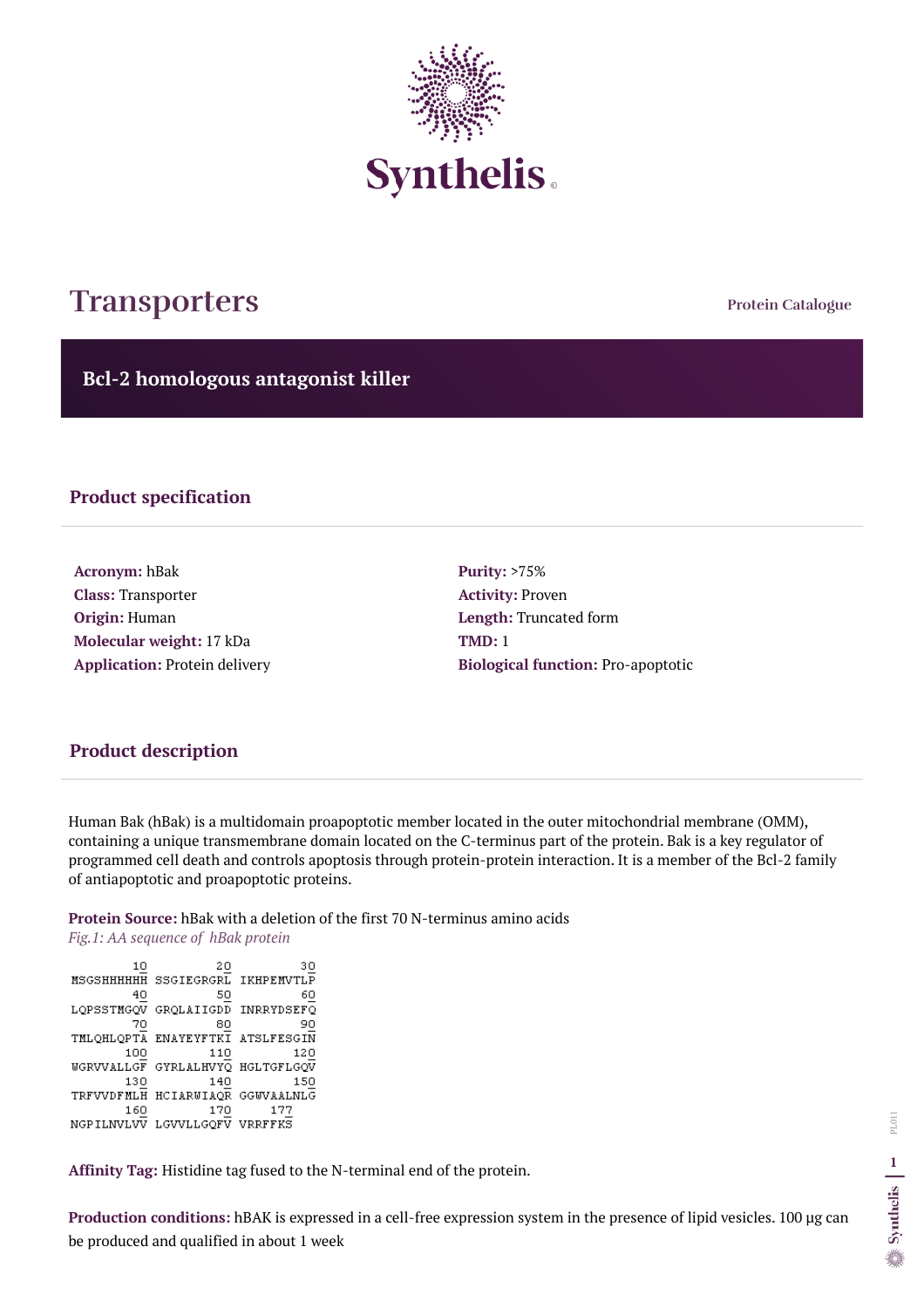# Transporters

Protein Catalogue

## Bcl-2 homologous antagonist killer

### Product specification

**Acronym:** hBak
**Class:** Transporter
**Origin:** Human
**Molecular weight:** 17 kDa
**Application:** Protein delivery

**Purity:** >75%
**Activity:** Proven
**Length:** Truncated form
**TMD:** 1
**Biological function:** Pro-apoptotic

### Product description

Human Bak (hBak) is a multidomain proapoptotic member located in the outer mitochondrial membrane (OMM), containing a unique transmembrane domain located on the C-terminus part of the protein. Bak is a key regulator of programmed cell death and controls apoptosis through protein-protein interaction. It is a member of the Bcl-2 family of antiapoptotic and proapoptotic proteins.

**Protein Source:** hBak with a deletion of the first 70 N-terminus amino acids

*Fig.1: AA sequence of hBak protein*

```
        10         20         30
MSGSHHHHHH SSGIEGRGRL IKHPEMVTLP
        40         50         60
LQPSSTMGQV GRQLAIIGDD INRRYDSEFQ
        70         80         90
TMLQHLQPTA ENAYEYFTKI ATSLFESGIN
       100        110        120
WGRVVALLGF GYRLALHVYQ HGLTGFLGQV
       130        140        150
TRFVVDFMLH HCIARWIAQR GGWVAALNLG
       160        170     177
NGPILNVLVV LGVVLLGQFV VRRFFKS
```

**Affinity Tag:** Histidine tag fused to the N-terminal end of the protein.

**Production conditions:** hBAK is expressed in a cell-free expression system in the presence of lipid vesicles. 100 µg can be produced and qualified in about 1 week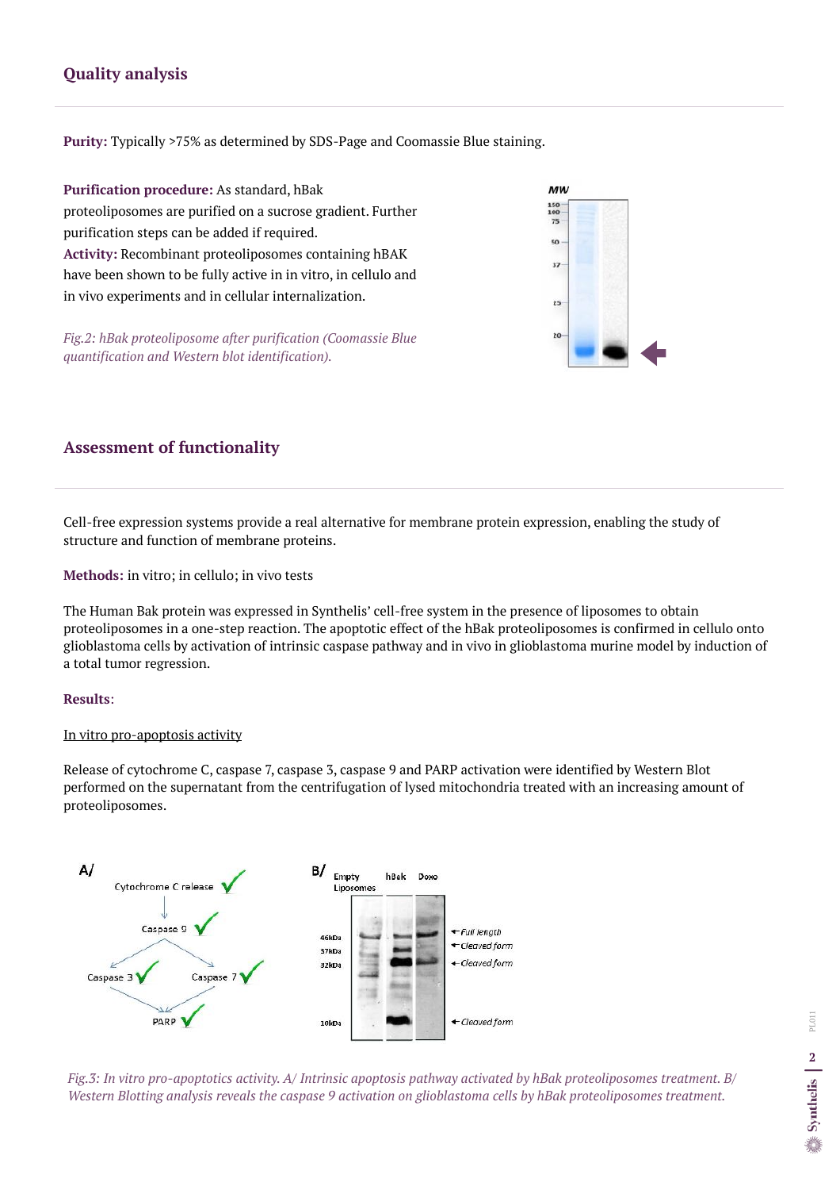## Quality analysis

**Purity:** Typically >75% as determined by SDS-Page and Coomassie Blue staining.

**Purification procedure:** As standard, hBak proteoliposomes are purified on a sucrose gradient. Further purification steps can be added if required.
**Activity:** Recombinant proteoliposomes containing hBAK have been shown to be fully active in in vitro, in cellulo and in vivo experiments and in cellular internalization.

*Fig.2: hBak proteoliposome after purification (Coomassie Blue quantification and Western blot identification).*

## Assessment of functionality

Cell-free expression systems provide a real alternative for membrane protein expression, enabling the study of structure and function of membrane proteins.

**Methods:** in vitro; in cellulo; in vivo tests

The Human Bak protein was expressed in Synthelis' cell-free system in the presence of liposomes to obtain proteoliposomes in a one-step reaction. The apoptotic effect of the hBak proteoliposomes is confirmed in cellulo onto glioblastoma cells by activation of intrinsic caspase pathway and in vivo in glioblastoma murine model by induction of a total tumor regression.

**Results**:

In vitro pro-apoptosis activity

Release of cytochrome C, caspase 7, caspase 3, caspase 9 and PARP activation were identified by Western Blot performed on the supernatant from the centrifugation of lysed mitochondria treated with an increasing amount of proteoliposomes.

*Fig.3: In vitro pro-apoptotics activity. A/ Intrinsic apoptosis pathway activated by hBak proteoliposomes treatment. B/ Western Blotting analysis reveals the caspase 9 activation on glioblastoma cells by hBak proteoliposomes treatment.*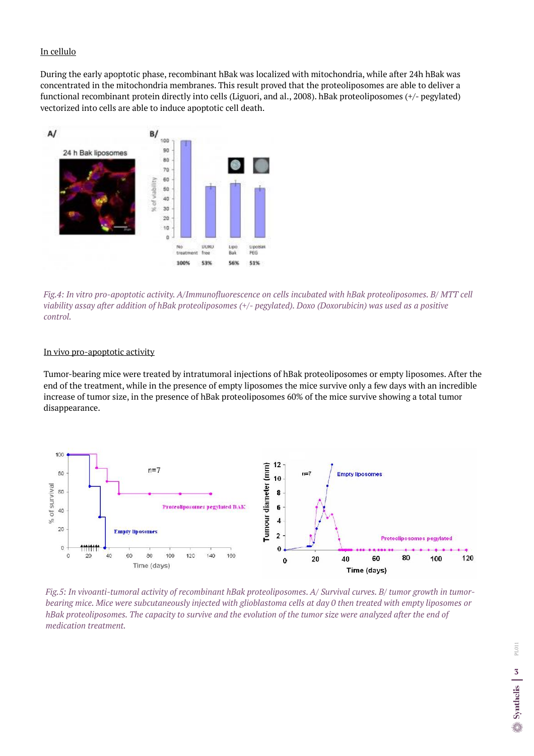In cellulo

During the early apoptotic phase, recombinant hBak was localized with mitochondria, while after 24h hBak was concentrated in the mitochondria membranes. This result proved that the proteoliposomes are able to deliver a functional recombinant protein directly into cells (Liguori, and al., 2008). hBak proteoliposomes (+/- pegylated) vectorized into cells are able to induce apoptotic cell death.

*Fig.4: In vitro pro-apoptotic activity. A/Immunofluorescence on cells incubated with hBak proteoliposomes. B/ MTT cell viability assay after addition of hBak proteoliposomes (+/- pegylated). Doxo (Doxorubicin) was used as a positive control.*

In vivo pro-apoptotic activity

Tumor-bearing mice were treated by intratumoral injections of hBak proteoliposomes or empty liposomes. After the end of the treatment, while in the presence of empty liposomes the mice survive only a few days with an incredible increase of tumor size, in the presence of hBak proteoliposomes 60% of the mice survive showing a total tumor disappearance.

*Fig.5: In vivoanti-tumoral activity of recombinant hBak proteoliposomes. A/ Survival curves. B/ tumor growth in tumor-bearing mice. Mice were subcaneously injected with glioblastoma cells at day 0 then treated with empty liposomes or hBak proteoliposomes. The capacity to survive and the evolution of the tumor size were analyzed after the end of medication treatment.*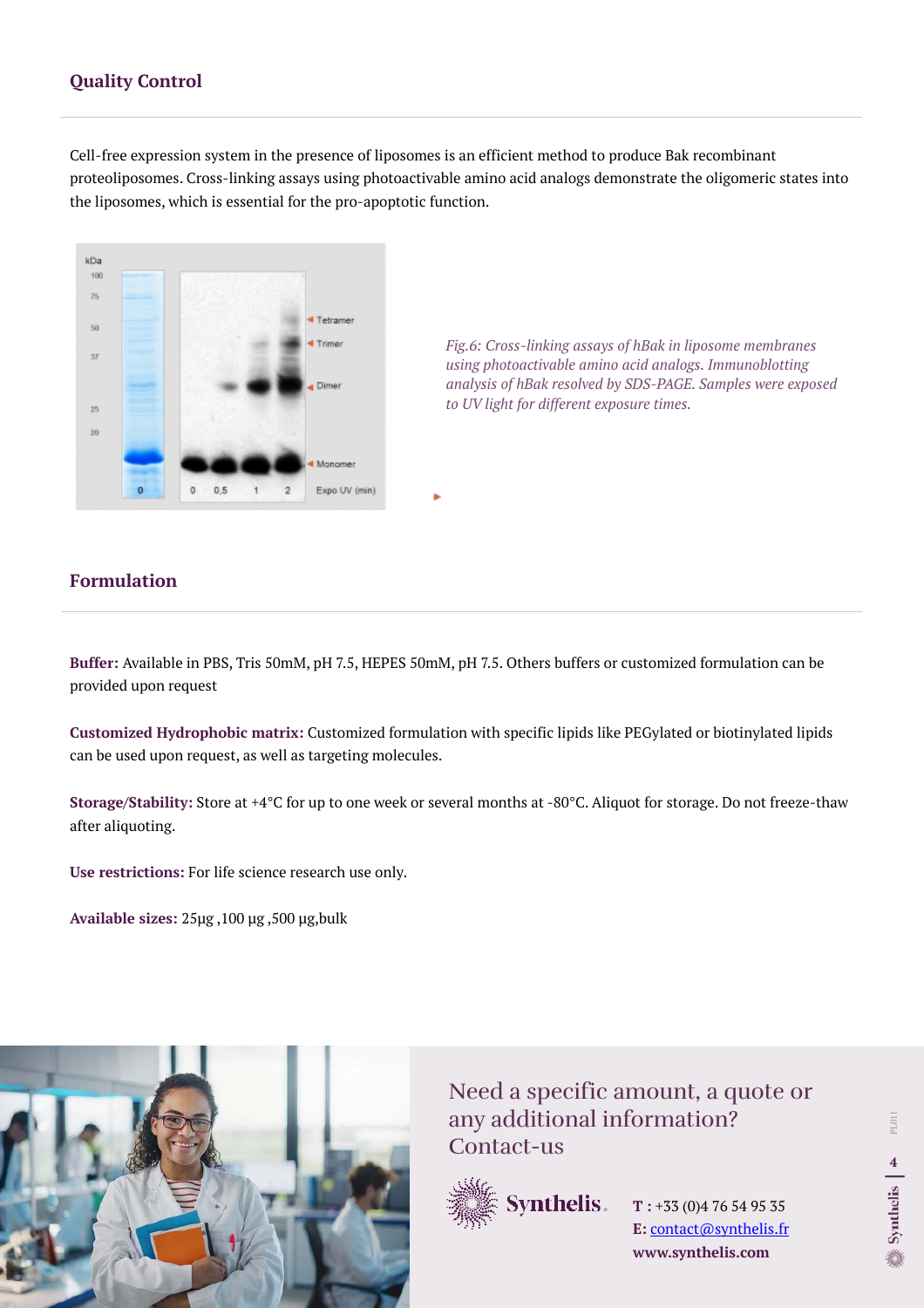## Quality Control

Cell-free expression system in the presence of liposomes is an efficient method to produce Bak recombinant proteoliposomes. Cross-linking assays using photoactivable amino acid analogs demonstrate the oligomeric states into the liposomes, which is essential for the pro-apoptotic function.

kDa
100
75
50
37
25
20

Tetramer
Trimer
Dimer
Monomer

0
0 0,5 1 2 Expo UV (min)

*Fig.6: Cross-linking assays of hBak in liposome membranes using photoactivable amino acid analogs. Immunoblotting analysis of hBak resolved by SDS-PAGE. Samples were exposed to UV light for different exposure times.*

## Formulation

**Buffer:** Available in PBS, Tris 50mM, pH 7.5, HEPES 50mM, pH 7.5. Others buffers or customized formulation can be provided upon request

**Customized Hydrophobic matrix:** Customized formulation with specific lipids like PEGylated or biotinylated lipids can be used upon request, as well as targeting molecules.

**Storage/Stability:** Store at +4°C for up to one week or several months at -80°C. Aliquot for storage. Do not freeze-thaw after aliquoting.

**Use restrictions:** For life science research use only.

**Available sizes:** 25µg ,100 µg ,500 µg,bulk

Need a specific amount, a quote or any additional information?
Contact-us

Synthelis

**T :** +33 (0)4 76 54 95 35
**E:** contact@synthelis.fr
**www.synthelis.com**